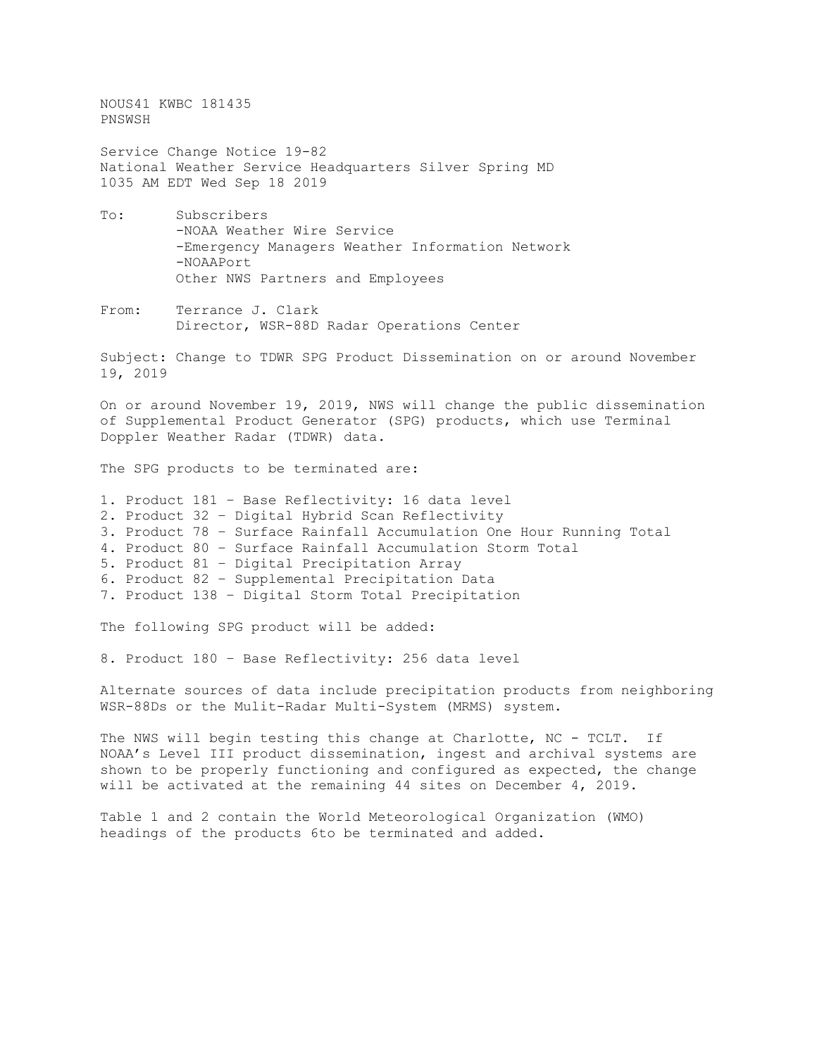NOUS41 KWBC 181435
PNSWSH

Service Change Notice 19-82
National Weather Service Headquarters Silver Spring MD
1035 AM EDT Wed Sep 18 2019

To: Subscribers
-NOAA Weather Wire Service
-Emergency Managers Weather Information Network
-NOAAPort
Other NWS Partners and Employees

From: Terrance J. Clark
Director, WSR-88D Radar Operations Center

Subject: Change to TDWR SPG Product Dissemination on or around November 19, 2019

On or around November 19, 2019, NWS will change the public dissemination of Supplemental Product Generator (SPG) products, which use Terminal Doppler Weather Radar (TDWR) data.

The SPG products to be terminated are:

1. Product 181 – Base Reflectivity: 16 data level
2. Product 32 – Digital Hybrid Scan Reflectivity
3. Product 78 – Surface Rainfall Accumulation One Hour Running Total
4. Product 80 – Surface Rainfall Accumulation Storm Total
5. Product 81 – Digital Precipitation Array
6. Product 82 – Supplemental Precipitation Data
7. Product 138 – Digital Storm Total Precipitation

The following SPG product will be added:

8. Product 180 – Base Reflectivity: 256 data level

Alternate sources of data include precipitation products from neighboring WSR-88Ds or the Mulit-Radar Multi-System (MRMS) system.

The NWS will begin testing this change at Charlotte, NC - TCLT. If NOAA's Level III product dissemination, ingest and archival systems are shown to be properly functioning and configured as expected, the change will be activated at the remaining 44 sites on December 4, 2019.

Table 1 and 2 contain the World Meteorological Organization (WMO) headings of the products 6to be terminated and added.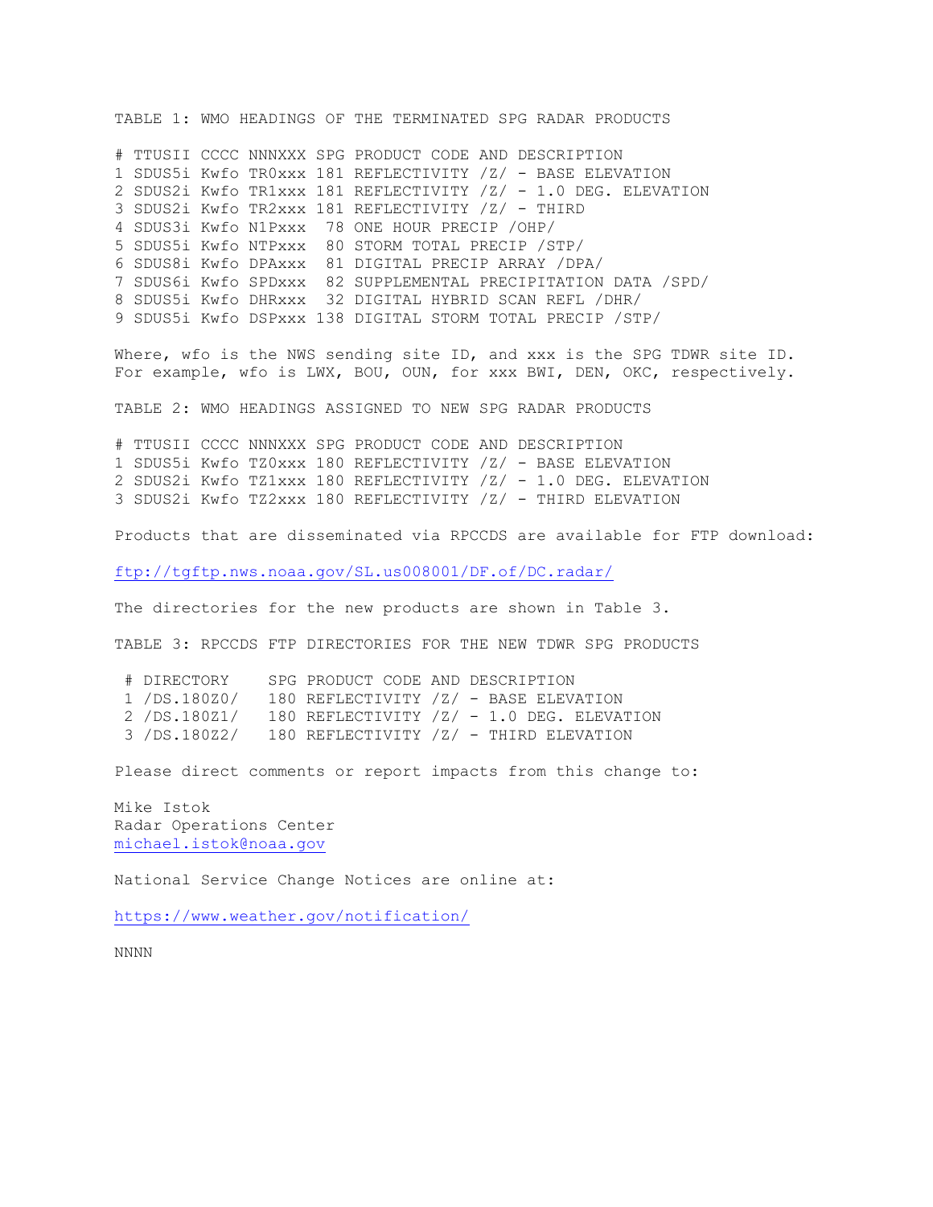TABLE 1: WMO HEADINGS OF THE TERMINATED SPG RADAR PRODUCTS

| # | TTUSII | CCCC | NNNXXX | SPG PRODUCT CODE AND DESCRIPTION |
|---|---|---|---|---|
| 1 | SDUS5i | Kwfo | TR0xxx | 181 REFLECTIVITY /Z/ - BASE ELEVATION |
| 2 | SDUS2i | Kwfo | TR1xxx | 181 REFLECTIVITY /Z/ - 1.0 DEG. ELEVATION |
| 3 | SDUS2i | Kwfo | TR2xxx | 181 REFLECTIVITY /Z/ - THIRD |
| 4 | SDUS3i | Kwfo | N1Pxxx | 78 ONE HOUR PRECIP /OHP/ |
| 5 | SDUS5i | Kwfo | NTPxxx | 80 STORM TOTAL PRECIP /STP/ |
| 6 | SDUS8i | Kwfo | DPAxxx | 81 DIGITAL PRECIP ARRAY /DPA/ |
| 7 | SDUS6i | Kwfo | SPDxxx | 82 SUPPLEMENTAL PRECIPITATION DATA /SPD/ |
| 8 | SDUS5i | Kwfo | DHRxxx | 32 DIGITAL HYBRID SCAN REFL /DHR/ |
| 9 | SDUS5i | Kwfo | DSPxxx | 138 DIGITAL STORM TOTAL PRECIP /STP/ |

Where, wfo is the NWS sending site ID, and xxx is the SPG TDWR site ID. For example, wfo is LWX, BOU, OUN, for xxx BWI, DEN, OKC, respectively.

TABLE 2: WMO HEADINGS ASSIGNED TO NEW SPG RADAR PRODUCTS

| # | TTUSII | CCCC | NNNXXX | SPG PRODUCT CODE AND DESCRIPTION |
|---|---|---|---|---|
| 1 | SDUS5i | Kwfo | TZ0xxx | 180 REFLECTIVITY /Z/ - BASE ELEVATION |
| 2 | SDUS2i | Kwfo | TZ1xxx | 180 REFLECTIVITY /Z/ - 1.0 DEG. ELEVATION |
| 3 | SDUS2i | Kwfo | TZ2xxx | 180 REFLECTIVITY /Z/ - THIRD ELEVATION |

Products that are disseminated via RPCCDS are available for FTP download:

ftp://tgftp.nws.noaa.gov/SL.us008001/DF.of/DC.radar/

The directories for the new products are shown in Table 3.

TABLE 3: RPCCDS FTP DIRECTORIES FOR THE NEW TDWR SPG PRODUCTS

| # | DIRECTORY | SPG PRODUCT CODE AND DESCRIPTION |
|---|---|---|
| 1 | /DS.180Z0/ | 180 REFLECTIVITY /Z/ - BASE ELEVATION |
| 2 | /DS.180Z1/ | 180 REFLECTIVITY /Z/ - 1.0 DEG. ELEVATION |
| 3 | /DS.180Z2/ | 180 REFLECTIVITY /Z/ - THIRD ELEVATION |

Please direct comments or report impacts from this change to:

Mike Istok
Radar Operations Center
michael.istok@noaa.gov

National Service Change Notices are online at:

https://www.weather.gov/notification/

NNNN